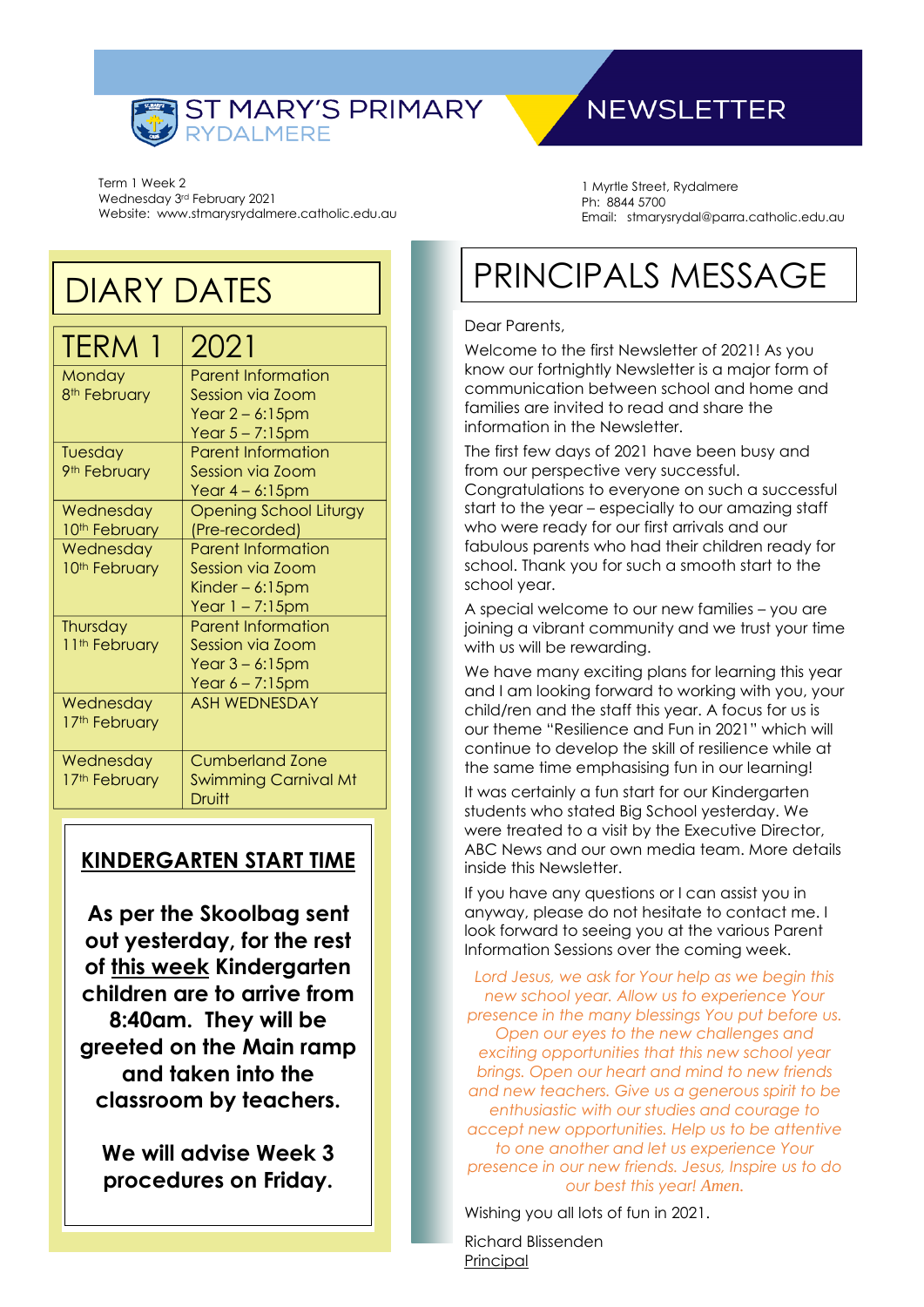# ST MARY'S PRIMARY RYDALMERE

# NEWSLETTER

Term 1 Week 2
Wednesday 3rd February 2021
Website: www.stmarysrydalmere.catholic.edu.au

1 Myrtle Street, Rydalmere
Ph: 8844 5700
Email: stmarysrydal@parra.catholic.edu.au

## DIARY DATES

| TERM 1 | 2021 |
|---|---|
| Monday 8th February | Parent Information Session via Zoom Year 2 – 6:15pm Year 5 – 7:15pm |
| Tuesday 9th February | Parent Information Session via Zoom Year 4 – 6:15pm |
| Wednesday 10th February | Opening School Liturgy (Pre-recorded) |
| Wednesday 10th February | Parent Information Session via Zoom Kinder – 6:15pm Year 1 – 7:15pm |
| Thursday 11th February | Parent Information Session via Zoom Year 3 – 6:15pm Year 6 – 7:15pm |
| Wednesday 17th February | ASH WEDNESDAY |
| Wednesday 17th February | Cumberland Zone Swimming Carnival Mt Druitt |

### KINDERGARTEN START TIME

**As per the Skoolbag sent out yesterday, for the rest of this week Kindergarten children are to arrive from 8:40am. They will be greeted on the Main ramp and taken into the classroom by teachers.**

**We will advise Week 3 procedures on Friday.**

## PRINCIPALS MESSAGE

Dear Parents,

Welcome to the first Newsletter of 2021! As you know our fortnightly Newsletter is a major form of communication between school and home and families are invited to read and share the information in the Newsletter.

The first few days of 2021 have been busy and from our perspective very successful. Congratulations to everyone on such a successful start to the year – especially to our amazing staff who were ready for our first arrivals and our fabulous parents who had their children ready for school. Thank you for such a smooth start to the school year.

A special welcome to our new families – you are joining a vibrant community and we trust your time with us will be rewarding.

We have many exciting plans for learning this year and I am looking forward to working with you, your child/ren and the staff this year. A focus for us is our theme "Resilience and Fun in 2021" which will continue to develop the skill of resilience while at the same time emphasising fun in our learning!

It was certainly a fun start for our Kindergarten students who stated Big School yesterday. We were treated to a visit by the Executive Director, ABC News and our own media team. More details inside this Newsletter.

If you have any questions or I can assist you in anyway, please do not hesitate to contact me. I look forward to seeing you at the various Parent Information Sessions over the coming week.

*Lord Jesus, we ask for Your help as we begin this new school year. Allow us to experience Your presence in the many blessings You put before us. Open our eyes to the new challenges and exciting opportunities that this new school year brings. Open our heart and mind to new friends and new teachers. Give us a generous spirit to be enthusiastic with our studies and courage to accept new opportunities. Help us to be attentive to one another and let us experience Your presence in our new friends. Jesus, Inspire us to do our best this year! Amen.*

Wishing you all lots of fun in 2021.

Richard Blissenden
Principal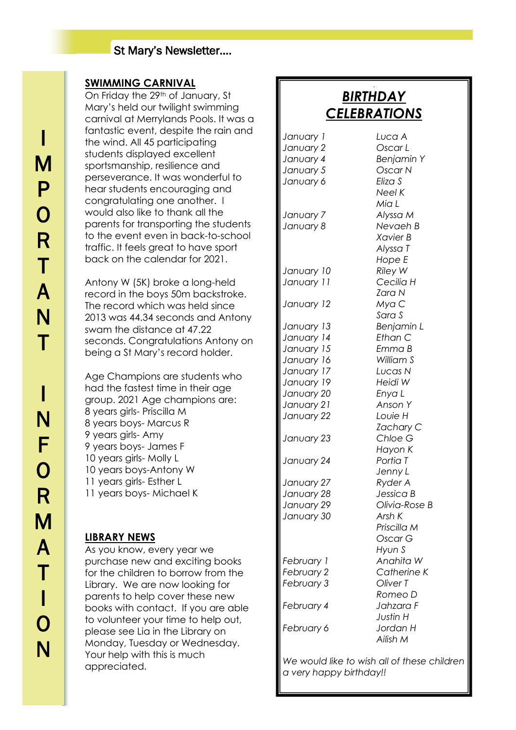St Mary's Newsletter....

IMPORTANT INFORMATION

## SWIMMING CARNIVAL

On Friday the 29th of January, St Mary's held our twilight swimming carnival at Merrylands Pools. It was a fantastic event, despite the rain and the wind. All 45 participating students displayed excellent sportsmanship, resilience and perseverance. It was wonderful to hear students encouraging and congratulating one another. I would also like to thank all the parents for transporting the students to the event even in back-to-school traffic. It feels great to have sport back on the calendar for 2021.

Antony W (5K) broke a long-held record in the boys 50m backstroke. The record which was held since 2013 was 44.34 seconds and Antony swam the distance at 47.22 seconds. Congratulations Antony on being a St Mary's record holder.

Age Champions are students who had the fastest time in their age group. 2021 Age champions are:
8 years girls- Priscilla M
8 years boys- Marcus R
9 years girls- Amy
9 years boys- James F
10 years girls- Molly L
10 years boys-Antony W
11 years girls- Esther L
11 years boys- Michael K

## LIBRARY NEWS

As you know, every year we purchase new and exciting books for the children to borrow from the Library. We are now looking for parents to help cover these new books with contact. If you are able to volunteer your time to help out, please see Lia in the Library on Monday, Tuesday or Wednesday. Your help with this is much appreciated.

## *BIRTHDAY CELEBRATIONS*

| | |
|---|---|
| *January 1* | *Luca A* |
| *January 2* | *Oscar L* |
| *January 4* | *Benjamin Y* |
| *January 5* | *Oscar N* |
| *January 6* | *Eliza S* |
| | *Neel K* |
| | *Mia L* |
| *January 7* | *Alyssa M* |
| *January 8* | *Nevaeh B* |
| | *Xavier B* |
| | *Alyssa T* |
| | *Hope E* |
| *January 10* | *Riley W* |
| *January 11* | *Cecilia H* |
| | *Zara N* |
| *January 12* | *Mya C* |
| | *Sara S* |
| *January 13* | *Benjamin L* |
| *January 14* | *Ethan C* |
| *January 15* | *Emma B* |
| *January 16* | *William S* |
| *January 17* | *Lucas N* |
| *January 19* | *Heidi W* |
| *January 20* | *Enya L* |
| *January 21* | *Anson Y* |
| *January 22* | *Louie H* |
| | *Zachary C* |
| *January 23* | *Chloe G* |
| | *Hayon K* |
| *January 24* | *Portia T* |
| | *Jenny L* |
| *January 27* | *Ryder A* |
| *January 28* | *Jessica B* |
| *January 29* | *Olivia-Rose B* |
| *January 30* | *Arsh K* |
| | *Priscilla M* |
| | *Oscar G* |
| | *Hyun S* |
| *February 1* | *Anahita W* |
| *February 2* | *Catherine K* |
| *February 3* | *Oliver T* |
| | *Romeo D* |
| *February 4* | *Jahzara F* |
| | *Justin H* |
| *February 6* | *Jordan H* |
| | *Ailish M* |

*We would like to wish all of these children a very happy birthday!!*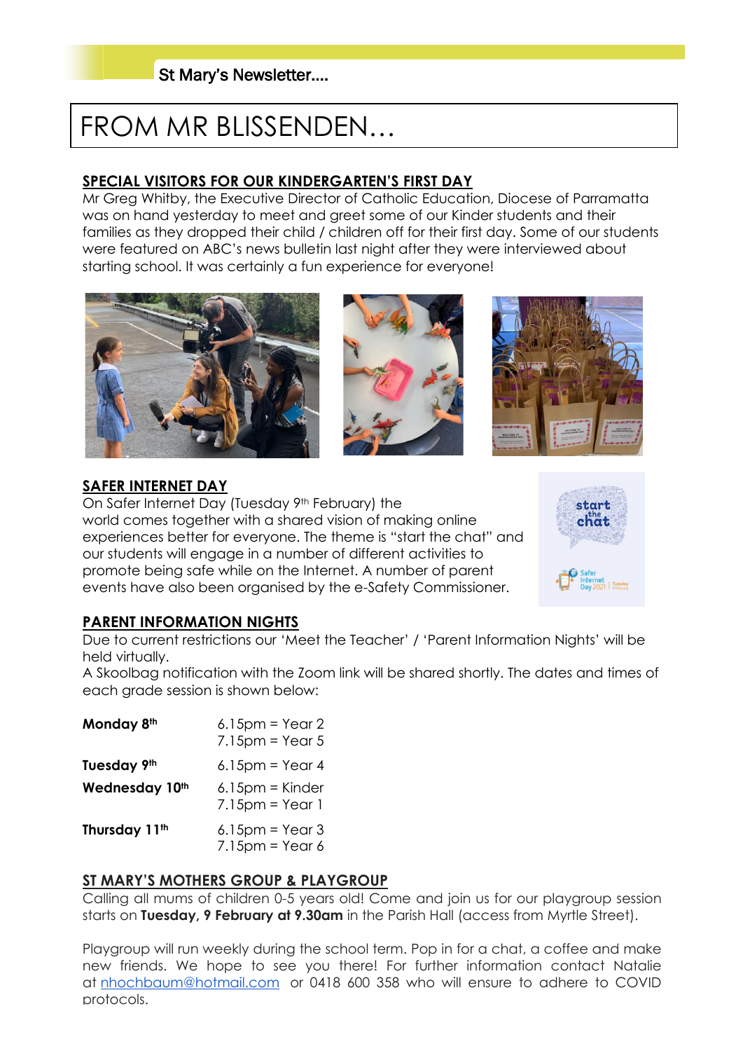# FROM MR BLISSENDEN…

## SPECIAL VISITORS FOR OUR KINDERGARTEN'S FIRST DAY

Mr Greg Whitby, the Executive Director of Catholic Education, Diocese of Parramatta was on hand yesterday to meet and greet some of our Kinder students and their families as they dropped their child / children off for their first day. Some of our students were featured on ABC's news bulletin last night after they were interviewed about starting school. It was certainly a fun experience for everyone!

## SAFER INTERNET DAY

On Safer Internet Day (Tuesday 9th February) the world comes together with a shared vision of making online experiences better for everyone. The theme is "start the chat" and our students will engage in a number of different activities to promote being safe while on the Internet. A number of parent events have also been organised by the e-Safety Commissioner.

## PARENT INFORMATION NIGHTS

Due to current restrictions our 'Meet the Teacher' / 'Parent Information Nights' will be held virtually.

A Skoolbag notification with the Zoom link will be shared shortly. The dates and times of each grade session is shown below:

| | |
|---|---|
| **Monday 8th** | 6.15pm = Year 2<br>7.15pm = Year 5 |
| **Tuesday 9th** | 6.15pm = Year 4 |
| **Wednesday 10th** | 6.15pm = Kinder<br>7.15pm = Year 1 |
| **Thursday 11th** | 6.15pm = Year 3<br>7.15pm = Year 6 |

## ST MARY'S MOTHERS GROUP & PLAYGROUP

Calling all mums of children 0-5 years old! Come and join us for our playgroup session starts on **Tuesday, 9 February at 9.30am** in the Parish Hall (access from Myrtle Street).

Playgroup will run weekly during the school term. Pop in for a chat, a coffee and make new friends. We hope to see you there! For further information contact Natalie at nhochbaum@hotmail.com or 0418 600 358 who will ensure to adhere to COVID protocols.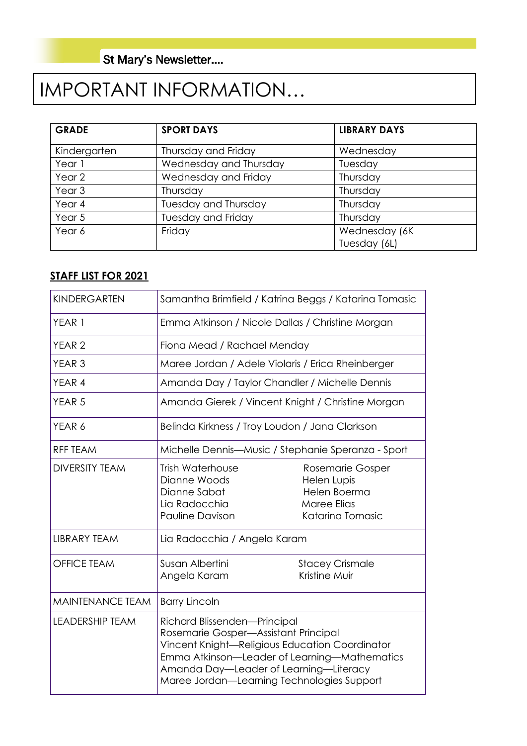# IMPORTANT INFORMATION…

| GRADE | SPORT DAYS | LIBRARY DAYS |
| --- | --- | --- |
| Kindergarten | Thursday and Friday | Wednesday |
| Year 1 | Wednesday and Thursday | Tuesday |
| Year 2 | Wednesday and Friday | Thursday |
| Year 3 | Thursday | Thursday |
| Year 4 | Tuesday and Thursday | Thursday |
| Year 5 | Tuesday and Friday | Thursday |
| Year 6 | Friday | Wednesday (6K<br>Tuesday (6L) |

## STAFF LIST FOR 2021

| | |
| --- | --- |
| KINDERGARTEN | Samantha Brimfield / Katrina Beggs / Katarina Tomasic |
| YEAR 1 | Emma Atkinson / Nicole Dallas / Christine Morgan |
| YEAR 2 | Fiona Mead / Rachael Menday |
| YEAR 3 | Maree Jordan / Adele Violaris / Erica Rheinberger |
| YEAR 4 | Amanda Day / Taylor Chandler / Michelle Dennis |
| YEAR 5 | Amanda Gierek / Vincent Knight / Christine Morgan |
| YEAR 6 | Belinda Kirkness / Troy Loudon / Jana Clarkson |
| RFF TEAM | Michelle Dennis—Music / Stephanie Speranza - Sport |
| DIVERSITY TEAM | Trish Waterhouse<br>Dianne Woods<br>Dianne Sabat<br>Lia Radocchia<br>Pauline Davison<br>Rosemarie Gosper<br>Helen Lupis<br>Helen Boerma<br>Maree Elias<br>Katarina Tomasic |
| LIBRARY TEAM | Lia Radocchia / Angela Karam |
| OFFICE TEAM | Susan Albertini<br>Angela Karam<br>Stacey Crismale<br>Kristine Muir |
| MAINTENANCE TEAM | Barry Lincoln |
| LEADERSHIP TEAM | Richard Blissenden—Principal<br>Rosemarie Gosper—Assistant Principal<br>Vincent Knight—Religious Education Coordinator<br>Emma Atkinson—Leader of Learning—Mathematics<br>Amanda Day—Leader of Learning—Literacy<br>Maree Jordan—Learning Technologies Support |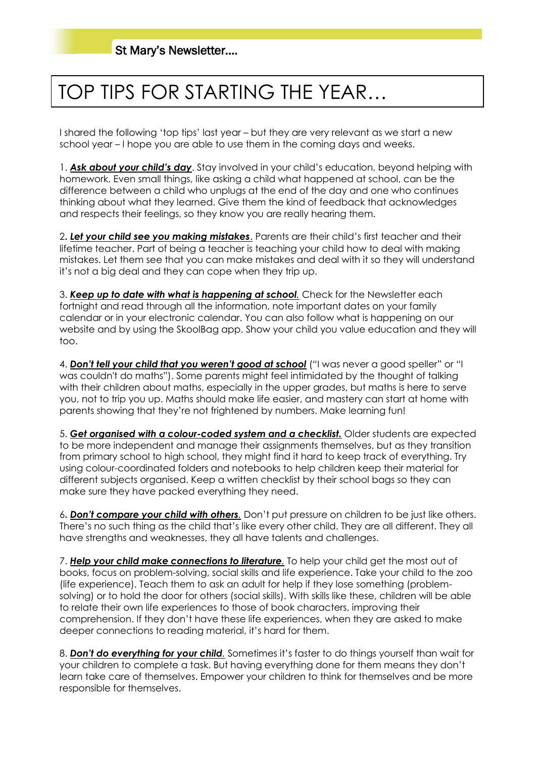St Mary's Newsletter….

# TOP TIPS FOR STARTING THE YEAR…

I shared the following 'top tips' last year – but they are very relevant as we start a new school year – I hope you are able to use them in the coming days and weeks.

1. ***Ask about your child's day***. Stay involved in your child's education, beyond helping with homework. Even small things, like asking a child what happened at school, can be the difference between a child who unplugs at the end of the day and one who continues thinking about what they learned. Give them the kind of feedback that acknowledges and respects their feelings, so they know you are really hearing them.

2. ***Let your child see you making mistakes***. Parents are their child's first teacher and their lifetime teacher. Part of being a teacher is teaching your child how to deal with making mistakes. Let them see that you can make mistakes and deal with it so they will understand it's not a big deal and they can cope when they trip up.

3. ***Keep up to date with what is happening at school.*** Check for the Newsletter each fortnight and read through all the information, note important dates on your family calendar or in your electronic calendar. You can also follow what is happening on our website and by using the SkoolBag app. Show your child you value education and they will too.

4. ***Don't tell your child that you weren't good at school*** ("I was never a good speller" or "I was couldn't do maths"). Some parents might feel intimidated by the thought of talking with their children about maths, especially in the upper grades, but maths is here to serve you, not to trip you up. Maths should make life easier, and mastery can start at home with parents showing that they're not frightened by numbers. Make learning fun!

5. ***Get organised with a colour-coded system and a checklist.*** Older students are expected to be more independent and manage their assignments themselves, but as they transition from primary school to high school, they might find it hard to keep track of everything. Try using colour-coordinated folders and notebooks to help children keep their material for different subjects organised. Keep a written checklist by their school bags so they can make sure they have packed everything they need.

6. ***Don't compare your child with others.*** Don't put pressure on children to be just like others. There's no such thing as the child that's like every other child. They are all different. They all have strengths and weaknesses, they all have talents and challenges.

7. ***Help your child make connections to literature.*** To help your child get the most out of books, focus on problem-solving, social skills and life experience. Take your child to the zoo (life experience). Teach them to ask an adult for help if they lose something (problem-solving) or to hold the door for others (social skills). With skills like these, children will be able to relate their own life experiences to those of book characters, improving their comprehension. If they don't have these life experiences, when they are asked to make deeper connections to reading material, it's hard for them.

8. ***Don't do everything for your child.*** Sometimes it's faster to do things yourself than wait for your children to complete a task. But having everything done for them means they don't learn take care of themselves. Empower your children to think for themselves and be more responsible for themselves.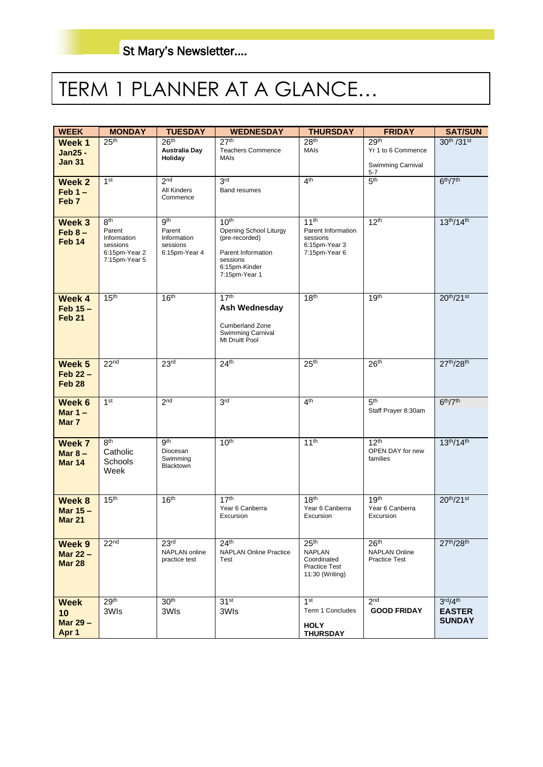St Mary's Newsletter....

# TERM 1 PLANNER AT A GLANCE…

| WEEK | MONDAY | TUESDAY | WEDNESDAY | THURSDAY | FRIDAY | SAT/SUN |
|---|---|---|---|---|---|---|
| **Week 1 Jan25 - Jan 31** | 25th | 26th **Australia Day Holiday** | 27th Teachers Commence MAIs | 28th MAIs | 29th Yr 1 to 6 Commence Swimming Carnival 5-7 | 30th /31st |
| **Week 2 Feb 1 – Feb 7** | 1st | 2nd All Kinders Commence | 3rd Band resumes | 4th | 5th | 6th/7th |
| **Week 3 Feb 8 – Feb 14** | 8th Parent Information sessions 6:15pm-Year 2 7:15pm-Year 5 | 9th Parent Information sessions 6:15pm-Year 4 | 10th Opening School Liturgy (pre-recorded) Parent Information sessions 6:15pm-Kinder 7:15pm-Year 1 | 11th Parent Information sessions 6:15pm-Year 3 7:15pm-Year 6 | 12th | 13th/14th |
| **Week 4 Feb 15 – Feb 21** | 15th | 16th | 17th **Ash Wednesday** Cumberland Zone Swimming Carnival Mt Druitt Pool | 18th | 19th | 20th/21st |
| **Week 5 Feb 22 – Feb 28** | 22nd | 23rd | 24th | 25th | 26th | 27th/28th |
| **Week 6 Mar 1 – Mar 7** | 1st | 2nd | 3rd | 4th | 5th Staff Prayer 8:30am | 6th/7th |
| **Week 7 Mar 8 – Mar 14** | 8th Catholic Schools Week | 9th Diocesan Swimming Blacktown | 10th | 11th | 12th OPEN DAY for new families | 13th/14th |
| **Week 8 Mar 15 – Mar 21** | 15th | 16th | 17th Year 6 Canberra Excursion | 18th Year 6 Canberra Excursion | 19th Year 6 Canberra Excursion | 20th/21st |
| **Week 9 Mar 22 – Mar 28** | 22nd | 23rd NAPLAN online practice test | 24th NAPLAN Online Practice Test | 25th NAPLAN Coordinated Practice Test 11:30 (Writing) | 26th NAPLAN Online Practice Test | 27th/28th |
| **Week 10 Mar 29 – Apr 1** | 29th 3WIs | 30th 3WIs | 31st 3WIs | 1st Term 1 Concludes **HOLY THURSDAY** | 2nd **GOOD FRIDAY** | 3rd/4th **EASTER SUNDAY** |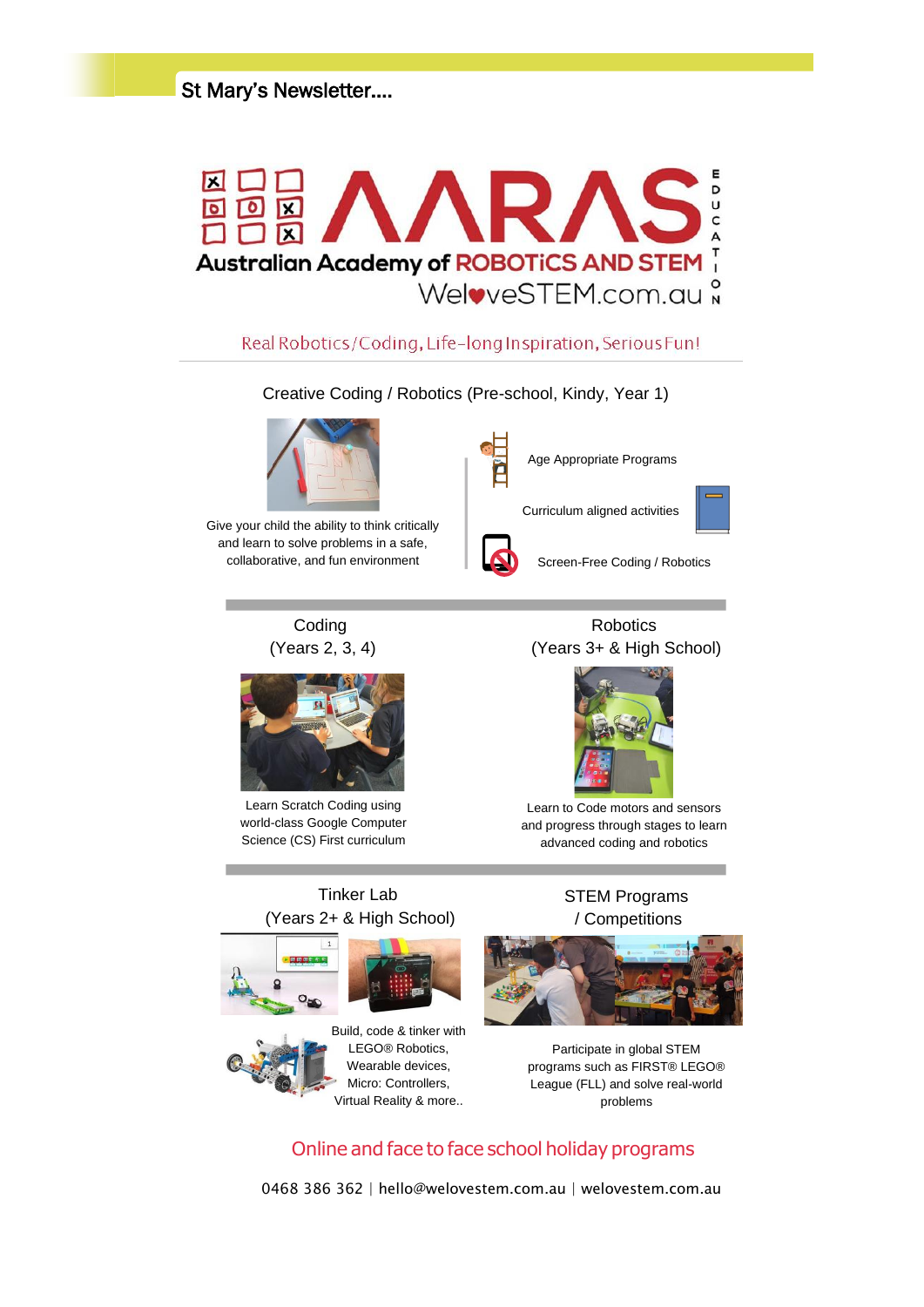St Mary's Newsletter....

# AARAS

**Australian Academy of ROBOTiCS AND STEM**

WeloveSTEM.com.au

EDUCATION

Real Robotics/Coding, Life-long Inspiration, Serious Fun!

## Creative Coding / Robotics (Pre-school, Kindy, Year 1)

Give your child the ability to think critically and learn to solve problems in a safe, collaborative, and fun environment

- Age Appropriate Programs
- Curriculum aligned activities
- Screen-Free Coding / Robotics

## Coding (Years 2, 3, 4)

Learn Scratch Coding using world-class Google Computer Science (CS) First curriculum

## Robotics (Years 3+ & High School)

Learn to Code motors and sensors and progress through stages to learn advanced coding and robotics

## Tinker Lab (Years 2+ & High School)

Build, code & tinker with LEGO® Robotics, Wearable devices, Micro: Controllers, Virtual Reality & more..

## STEM Programs / Competitions

Participate in global STEM programs such as FIRST® LEGO® League (FLL) and solve real-world problems

**Online and face to face school holiday programs**

0468 386 362 | hello@welovestem.com.au | welovestem.com.au